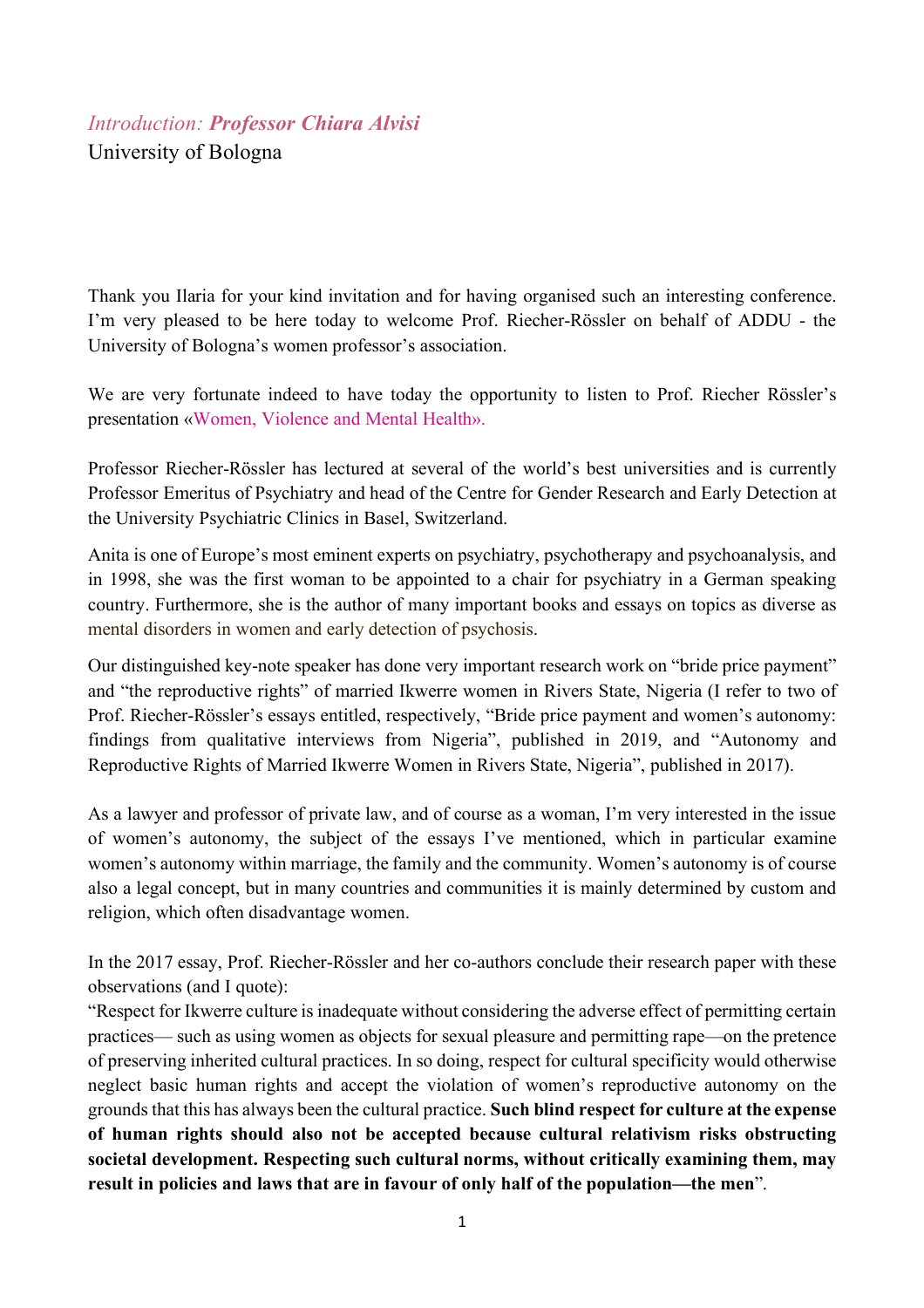# *Introduction:* ***Professor Chiara Alvisi***

University of Bologna

Thank you Ilaria for your kind invitation and for having organised such an interesting conference. I'm very pleased to be here today to welcome Prof. Riecher-Rössler on behalf of ADDU - the University of Bologna's women professor's association.

We are very fortunate indeed to have today the opportunity to listen to Prof. Riecher Rössler's presentation «Women, Violence and Mental Health».

Professor Riecher-Rössler has lectured at several of the world's best universities and is currently Professor Emeritus of Psychiatry and head of the Centre for Gender Research and Early Detection at the University Psychiatric Clinics in Basel, Switzerland.

Anita is one of Europe's most eminent experts on psychiatry, psychotherapy and psychoanalysis, and in 1998, she was the first woman to be appointed to a chair for psychiatry in a German speaking country. Furthermore, she is the author of many important books and essays on topics as diverse as mental disorders in women and early detection of psychosis.

Our distinguished key-note speaker has done very important research work on "bride price payment" and "the reproductive rights" of married Ikwerre women in Rivers State, Nigeria (I refer to two of Prof. Riecher-Rössler's essays entitled, respectively, "Bride price payment and women's autonomy: findings from qualitative interviews from Nigeria", published in 2019, and "Autonomy and Reproductive Rights of Married Ikwerre Women in Rivers State, Nigeria", published in 2017).

As a lawyer and professor of private law, and of course as a woman, I'm very interested in the issue of women's autonomy, the subject of the essays I've mentioned, which in particular examine women's autonomy within marriage, the family and the community. Women's autonomy is of course also a legal concept, but in many countries and communities it is mainly determined by custom and religion, which often disadvantage women.

In the 2017 essay, Prof. Riecher-Rössler and her co-authors conclude their research paper with these observations (and I quote):

"Respect for Ikwerre culture is inadequate without considering the adverse effect of permitting certain practices— such as using women as objects for sexual pleasure and permitting rape—on the pretence of preserving inherited cultural practices. In so doing, respect for cultural specificity would otherwise neglect basic human rights and accept the violation of women's reproductive autonomy on the grounds that this has always been the cultural practice. **Such blind respect for culture at the expense of human rights should also not be accepted because cultural relativism risks obstructing societal development. Respecting such cultural norms, without critically examining them, may result in policies and laws that are in favour of only half of the population—the men**".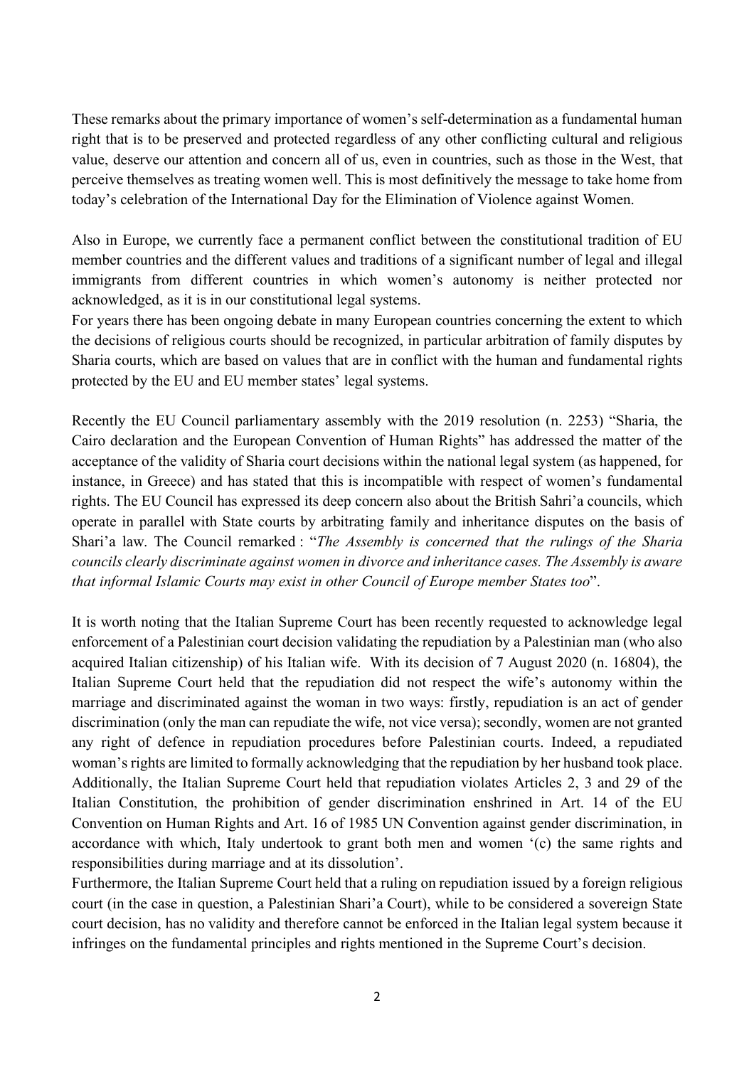These remarks about the primary importance of women's self-determination as a fundamental human right that is to be preserved and protected regardless of any other conflicting cultural and religious value, deserve our attention and concern all of us, even in countries, such as those in the West, that perceive themselves as treating women well. This is most definitively the message to take home from today's celebration of the International Day for the Elimination of Violence against Women.

Also in Europe, we currently face a permanent conflict between the constitutional tradition of EU member countries and the different values and traditions of a significant number of legal and illegal immigrants from different countries in which women's autonomy is neither protected nor acknowledged, as it is in our constitutional legal systems.
For years there has been ongoing debate in many European countries concerning the extent to which the decisions of religious courts should be recognized, in particular arbitration of family disputes by Sharia courts, which are based on values that are in conflict with the human and fundamental rights protected by the EU and EU member states' legal systems.

Recently the EU Council parliamentary assembly with the 2019 resolution (n. 2253) "Sharia, the Cairo declaration and the European Convention of Human Rights" has addressed the matter of the acceptance of the validity of Sharia court decisions within the national legal system (as happened, for instance, in Greece) and has stated that this is incompatible with respect of women's fundamental rights. The EU Council has expressed its deep concern also about the British Sahri'a councils, which operate in parallel with State courts by arbitrating family and inheritance disputes on the basis of Shari'a law. The Council remarked : "*The Assembly is concerned that the rulings of the Sharia councils clearly discriminate against women in divorce and inheritance cases. The Assembly is aware that informal Islamic Courts may exist in other Council of Europe member States too*".

It is worth noting that the Italian Supreme Court has been recently requested to acknowledge legal enforcement of a Palestinian court decision validating the repudiation by a Palestinian man (who also acquired Italian citizenship) of his Italian wife. With its decision of 7 August 2020 (n. 16804), the Italian Supreme Court held that the repudiation did not respect the wife's autonomy within the marriage and discriminated against the woman in two ways: firstly, repudiation is an act of gender discrimination (only the man can repudiate the wife, not vice versa); secondly, women are not granted any right of defence in repudiation procedures before Palestinian courts. Indeed, a repudiated woman's rights are limited to formally acknowledging that the repudiation by her husband took place. Additionally, the Italian Supreme Court held that repudiation violates Articles 2, 3 and 29 of the Italian Constitution, the prohibition of gender discrimination enshrined in Art. 14 of the EU Convention on Human Rights and Art. 16 of 1985 UN Convention against gender discrimination, in accordance with which, Italy undertook to grant both men and women '(c) the same rights and responsibilities during marriage and at its dissolution'.
Furthermore, the Italian Supreme Court held that a ruling on repudiation issued by a foreign religious court (in the case in question, a Palestinian Shari'a Court), while to be considered a sovereign State court decision, has no validity and therefore cannot be enforced in the Italian legal system because it infringes on the fundamental principles and rights mentioned in the Supreme Court's decision.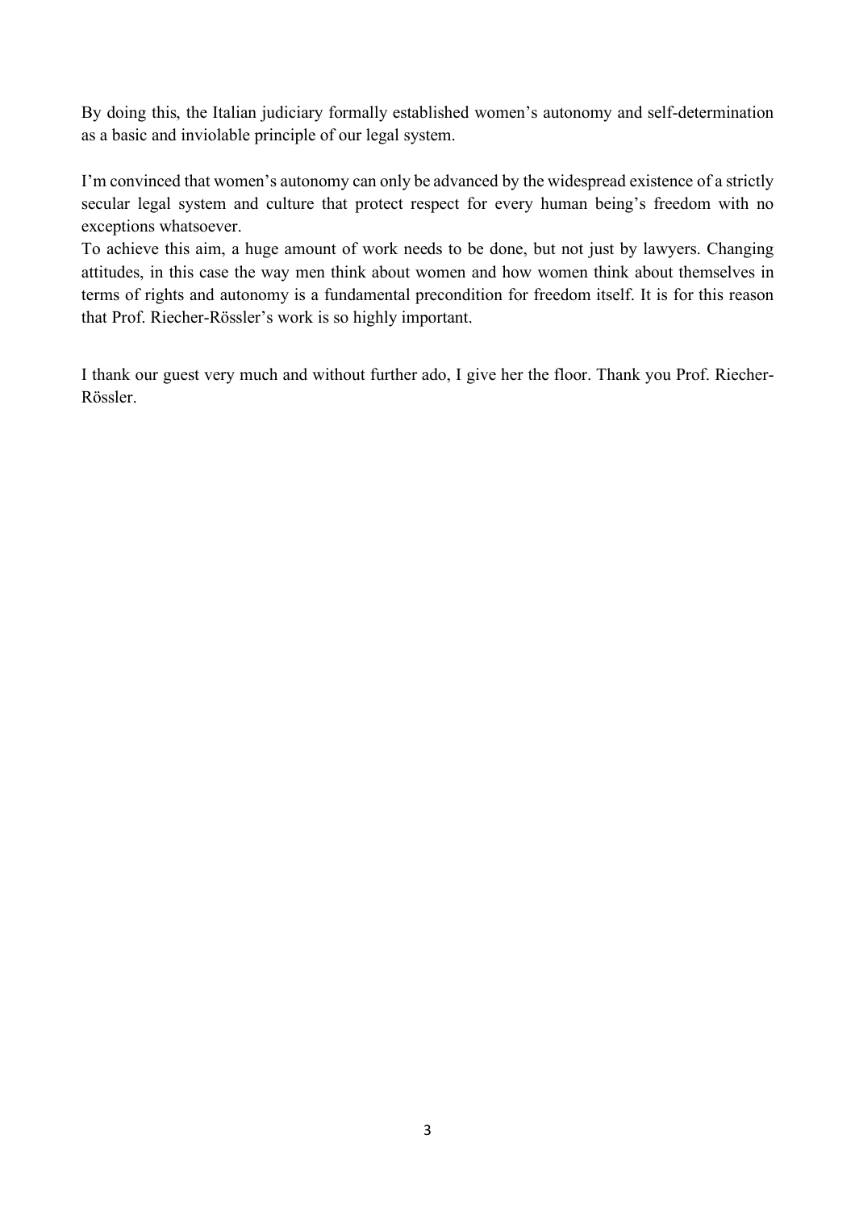By doing this, the Italian judiciary formally established women's autonomy and self-determination as a basic and inviolable principle of our legal system.

I'm convinced that women's autonomy can only be advanced by the widespread existence of a strictly secular legal system and culture that protect respect for every human being's freedom with no exceptions whatsoever.
To achieve this aim, a huge amount of work needs to be done, but not just by lawyers. Changing attitudes, in this case the way men think about women and how women think about themselves in terms of rights and autonomy is a fundamental precondition for freedom itself. It is for this reason that Prof. Riecher-Rössler's work is so highly important.

I thank our guest very much and without further ado, I give her the floor. Thank you Prof. Riecher-Rössler.